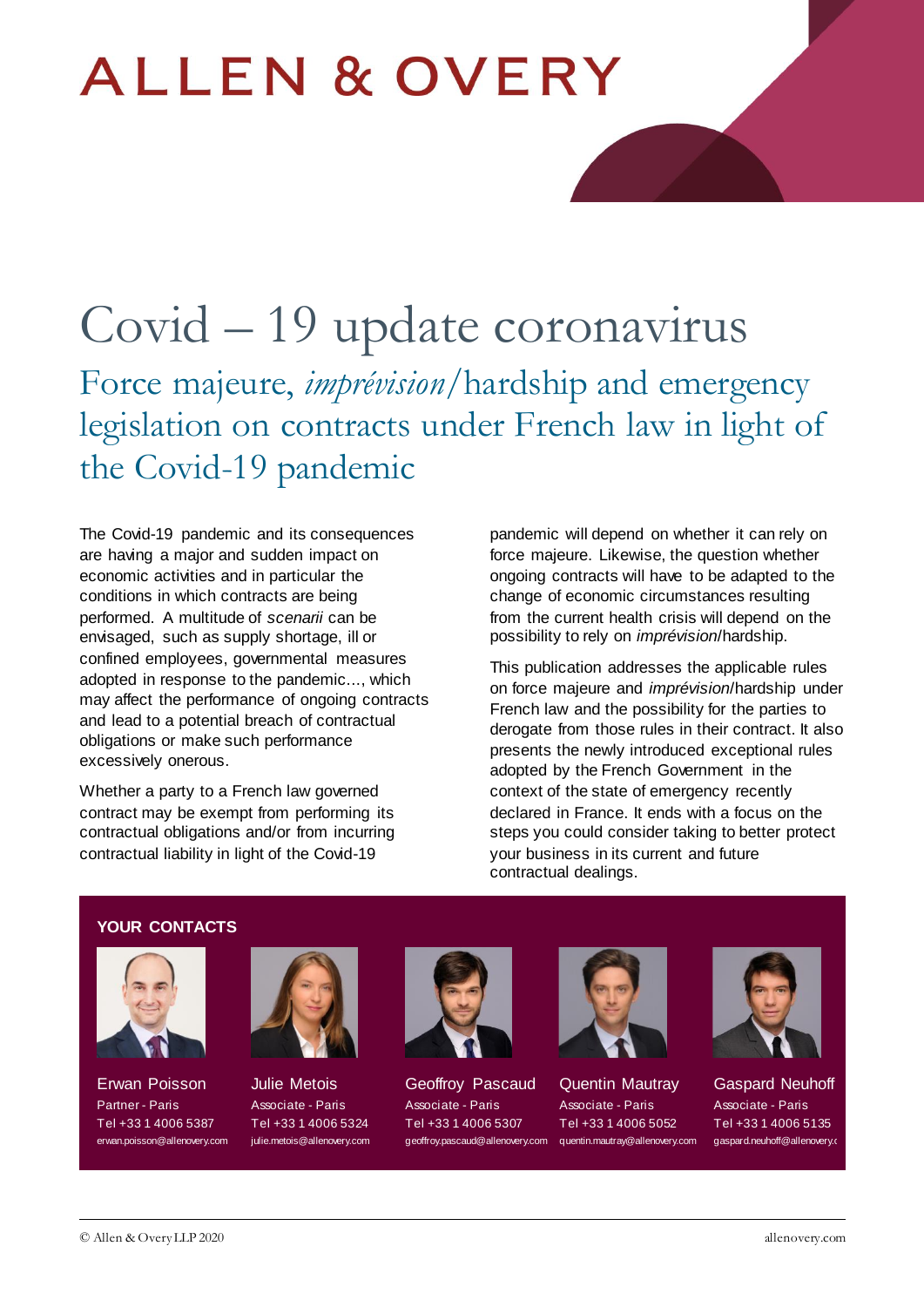ALLEN & OVERY

# Covid – 19 update coronavirus

## Force majeure, *imprévision*/hardship and emergency legislation on contracts under French law in light of the Covid-19 pandemic

The Covid-19 pandemic and its consequences are having a major and sudden impact on economic activities and in particular the conditions in which contracts are being performed. A multitude of *scenarii* can be envisaged, such as supply shortage, ill or confined employees, governmental measures adopted in response to the pandemic..., which may affect the performance of ongoing contracts and lead to a potential breach of contractual obligations or make such performance excessively onerous.

Whether a party to a French law governed contract may be exempt from performing its contractual obligations and/or from incurring contractual liability in light of the Covid-19 pandemic will depend on whether it can rely on force majeure. Likewise, the question whether ongoing contracts will have to be adapted to the change of economic circumstances resulting from the current health crisis will depend on the possibility to rely on *imprévision*/hardship.

This publication addresses the applicable rules on force majeure and *imprévision*/hardship under French law and the possibility for the parties to derogate from those rules in their contract. It also presents the newly introduced exceptional rules adopted by the French Government in the context of the state of emergency recently declared in France. It ends with a focus on the steps you could consider taking to better protect your business in its current and future contractual dealings.

**YOUR CONTACTS**

Erwan Poisson
Partner - Paris
Tel +33 1 4006 5387
erwan.poisson@allenovery.com

Julie Metois
Associate - Paris
Tel +33 1 4006 5324
julie.metois@allenovery.com

Geoffroy Pascaud
Associate - Paris
Tel +33 1 4006 5307
geoffroy.pascaud@allenovery.com

Quentin Mautray
Associate - Paris
Tel +33 1 4006 5052
quentin.mautray@allenovery.com

Gaspard Neuhoff
Associate - Paris
Tel +33 1 4006 5135
gaspard.neuhoff@allenovery.c

© Allen & Overy LLP 2020

allenovery.com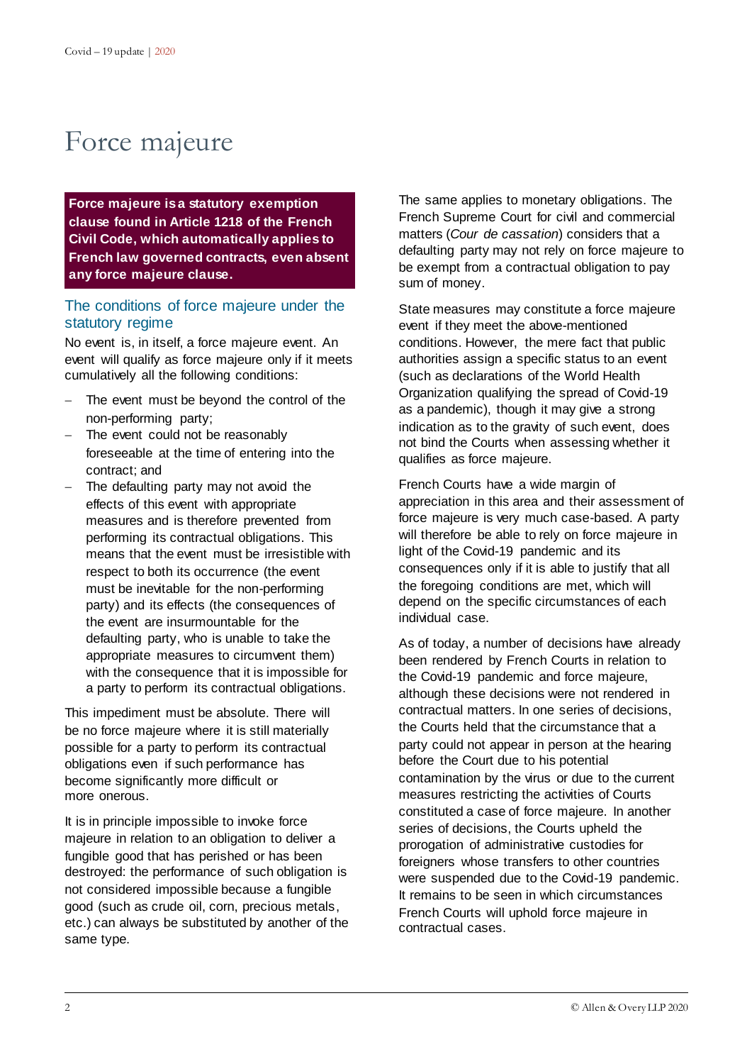# Force majeure

**Force majeure is a statutory exemption clause found in Article 1218 of the French Civil Code, which automatically applies to French law governed contracts, even absent any force majeure clause.**

## The conditions of force majeure under the statutory regime

No event is, in itself, a force majeure event. An event will qualify as force majeure only if it meets cumulatively all the following conditions:

- The event must be beyond the control of the non-performing party;
- The event could not be reasonably foreseeable at the time of entering into the contract; and
- The defaulting party may not avoid the effects of this event with appropriate measures and is therefore prevented from performing its contractual obligations. This means that the event must be irresistible with respect to both its occurrence (the event must be inevitable for the non-performing party) and its effects (the consequences of the event are insurmountable for the defaulting party, who is unable to take the appropriate measures to circumvent them) with the consequence that it is impossible for a party to perform its contractual obligations.

This impediment must be absolute. There will be no force majeure where it is still materially possible for a party to perform its contractual obligations even if such performance has become significantly more difficult or more onerous.

It is in principle impossible to invoke force majeure in relation to an obligation to deliver a fungible good that has perished or has been destroyed: the performance of such obligation is not considered impossible because a fungible good (such as crude oil, corn, precious metals, etc.) can always be substituted by another of the same type.

The same applies to monetary obligations. The French Supreme Court for civil and commercial matters (*Cour de cassation*) considers that a defaulting party may not rely on force majeure to be exempt from a contractual obligation to pay sum of money.

State measures may constitute a force majeure event if they meet the above-mentioned conditions. However, the mere fact that public authorities assign a specific status to an event (such as declarations of the World Health Organization qualifying the spread of Covid-19 as a pandemic), though it may give a strong indication as to the gravity of such event, does not bind the Courts when assessing whether it qualifies as force majeure.

French Courts have a wide margin of appreciation in this area and their assessment of force majeure is very much case-based. A party will therefore be able to rely on force majeure in light of the Covid-19 pandemic and its consequences only if it is able to justify that all the foregoing conditions are met, which will depend on the specific circumstances of each individual case.

As of today, a number of decisions have already been rendered by French Courts in relation to the Covid-19 pandemic and force majeure, although these decisions were not rendered in contractual matters. In one series of decisions, the Courts held that the circumstance that a party could not appear in person at the hearing before the Court due to his potential contamination by the virus or due to the current measures restricting the activities of Courts constituted a case of force majeure. In another series of decisions, the Courts upheld the prorogation of administrative custodies for foreigners whose transfers to other countries were suspended due to the Covid-19 pandemic. It remains to be seen in which circumstances French Courts will uphold force majeure in contractual cases.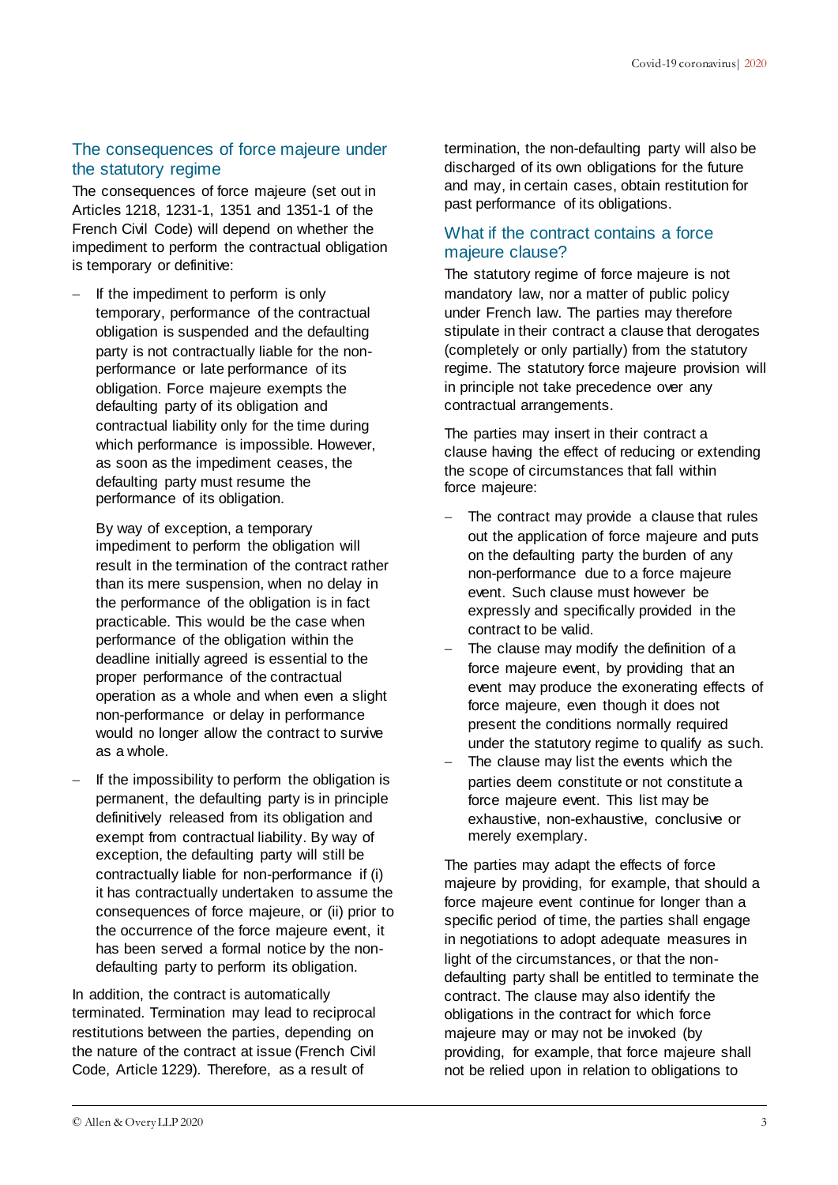## The consequences of force majeure under the statutory regime

The consequences of force majeure (set out in Articles 1218, 1231-1, 1351 and 1351-1 of the French Civil Code) will depend on whether the impediment to perform the contractual obligation is temporary or definitive:

- If the impediment to perform is only temporary, performance of the contractual obligation is suspended and the defaulting party is not contractually liable for the non-performance or late performance of its obligation. Force majeure exempts the defaulting party of its obligation and contractual liability only for the time during which performance is impossible. However, as soon as the impediment ceases, the defaulting party must resume the performance of its obligation.

  By way of exception, a temporary impediment to perform the obligation will result in the termination of the contract rather than its mere suspension, when no delay in the performance of the obligation is in fact practicable. This would be the case when performance of the obligation within the deadline initially agreed is essential to the proper performance of the contractual operation as a whole and when even a slight non-performance or delay in performance would no longer allow the contract to survive as a whole.

- If the impossibility to perform the obligation is permanent, the defaulting party is in principle definitively released from its obligation and exempt from contractual liability. By way of exception, the defaulting party will still be contractually liable for non-performance if (i) it has contractually undertaken to assume the consequences of force majeure, or (ii) prior to the occurrence of the force majeure event, it has been served a formal notice by the non-defaulting party to perform its obligation.

In addition, the contract is automatically terminated. Termination may lead to reciprocal restitutions between the parties, depending on the nature of the contract at issue (French Civil Code, Article 1229). Therefore, as a result of termination, the non-defaulting party will also be discharged of its own obligations for the future and may, in certain cases, obtain restitution for past performance of its obligations.

## What if the contract contains a force majeure clause?

The statutory regime of force majeure is not mandatory law, nor a matter of public policy under French law. The parties may therefore stipulate in their contract a clause that derogates (completely or only partially) from the statutory regime. The statutory force majeure provision will in principle not take precedence over any contractual arrangements.

The parties may insert in their contract a clause having the effect of reducing or extending the scope of circumstances that fall within force majeure:

- The contract may provide a clause that rules out the application of force majeure and puts on the defaulting party the burden of any non-performance due to a force majeure event. Such clause must however be expressly and specifically provided in the contract to be valid.
- The clause may modify the definition of a force majeure event, by providing that an event may produce the exonerating effects of force majeure, even though it does not present the conditions normally required under the statutory regime to qualify as such.
- The clause may list the events which the parties deem constitute or not constitute a force majeure event. This list may be exhaustive, non-exhaustive, conclusive or merely exemplary.

The parties may adapt the effects of force majeure by providing, for example, that should a force majeure event continue for longer than a specific period of time, the parties shall engage in negotiations to adopt adequate measures in light of the circumstances, or that the non-defaulting party shall be entitled to terminate the contract. The clause may also identify the obligations in the contract for which force majeure may or may not be invoked (by providing, for example, that force majeure shall not be relied upon in relation to obligations to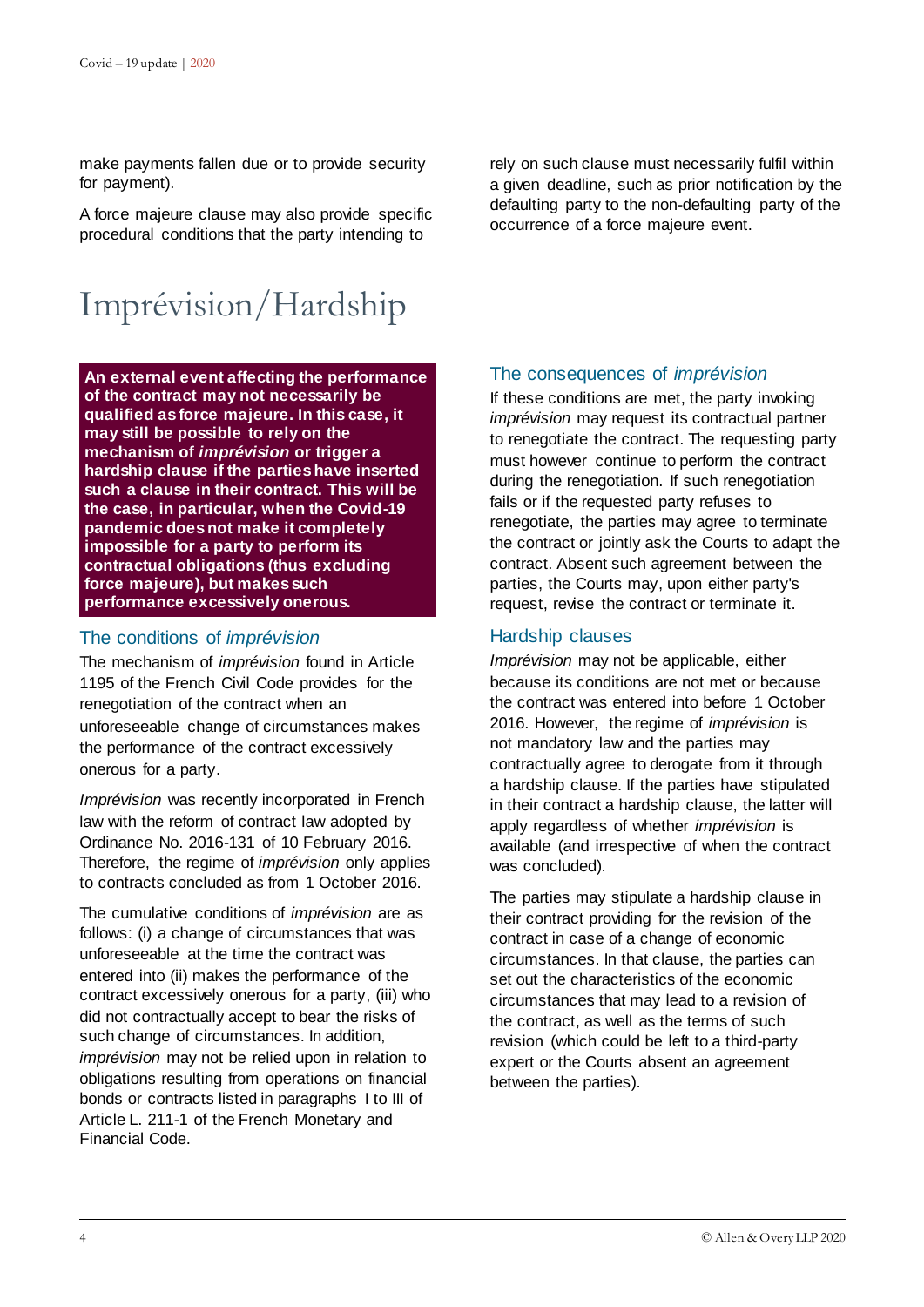make payments fallen due or to provide security for payment).

A force majeure clause may also provide specific procedural conditions that the party intending to rely on such clause must necessarily fulfil within a given deadline, such as prior notification by the defaulting party to the non-defaulting party of the occurrence of a force majeure event.

# Imprévision/Hardship

**An external event affecting the performance of the contract may not necessarily be qualified as force majeure. In this case, it may still be possible to rely on the mechanism of *imprévision* or trigger a hardship clause if the parties have inserted such a clause in their contract. This will be the case, in particular, when the Covid-19 pandemic does not make it completely impossible for a party to perform its contractual obligations (thus excluding force majeure), but makes such performance excessively onerous.**

## The conditions of *imprévision*

The mechanism of *imprévision* found in Article 1195 of the French Civil Code provides for the renegotiation of the contract when an unforeseeable change of circumstances makes the performance of the contract excessively onerous for a party.

*Imprévision* was recently incorporated in French law with the reform of contract law adopted by Ordinance No. 2016-131 of 10 February 2016. Therefore, the regime of *imprévision* only applies to contracts concluded as from 1 October 2016.

The cumulative conditions of *imprévision* are as follows: (i) a change of circumstances that was unforeseeable at the time the contract was entered into (ii) makes the performance of the contract excessively onerous for a party, (iii) who did not contractually accept to bear the risks of such change of circumstances. In addition, *imprévision* may not be relied upon in relation to obligations resulting from operations on financial bonds or contracts listed in paragraphs I to III of Article L. 211-1 of the French Monetary and Financial Code.

## The consequences of *imprévision*

If these conditions are met, the party invoking *imprévision* may request its contractual partner to renegotiate the contract. The requesting party must however continue to perform the contract during the renegotiation. If such renegotiation fails or if the requested party refuses to renegotiate, the parties may agree to terminate the contract or jointly ask the Courts to adapt the contract. Absent such agreement between the parties, the Courts may, upon either party's request, revise the contract or terminate it.

## Hardship clauses

*Imprévision* may not be applicable, either because its conditions are not met or because the contract was entered into before 1 October 2016. However, the regime of *imprévision* is not mandatory law and the parties may contractually agree to derogate from it through a hardship clause. If the parties have stipulated in their contract a hardship clause, the latter will apply regardless of whether *imprévision* is available (and irrespective of when the contract was concluded).

The parties may stipulate a hardship clause in their contract providing for the revision of the contract in case of a change of economic circumstances. In that clause, the parties can set out the characteristics of the economic circumstances that may lead to a revision of the contract, as well as the terms of such revision (which could be left to a third-party expert or the Courts absent an agreement between the parties).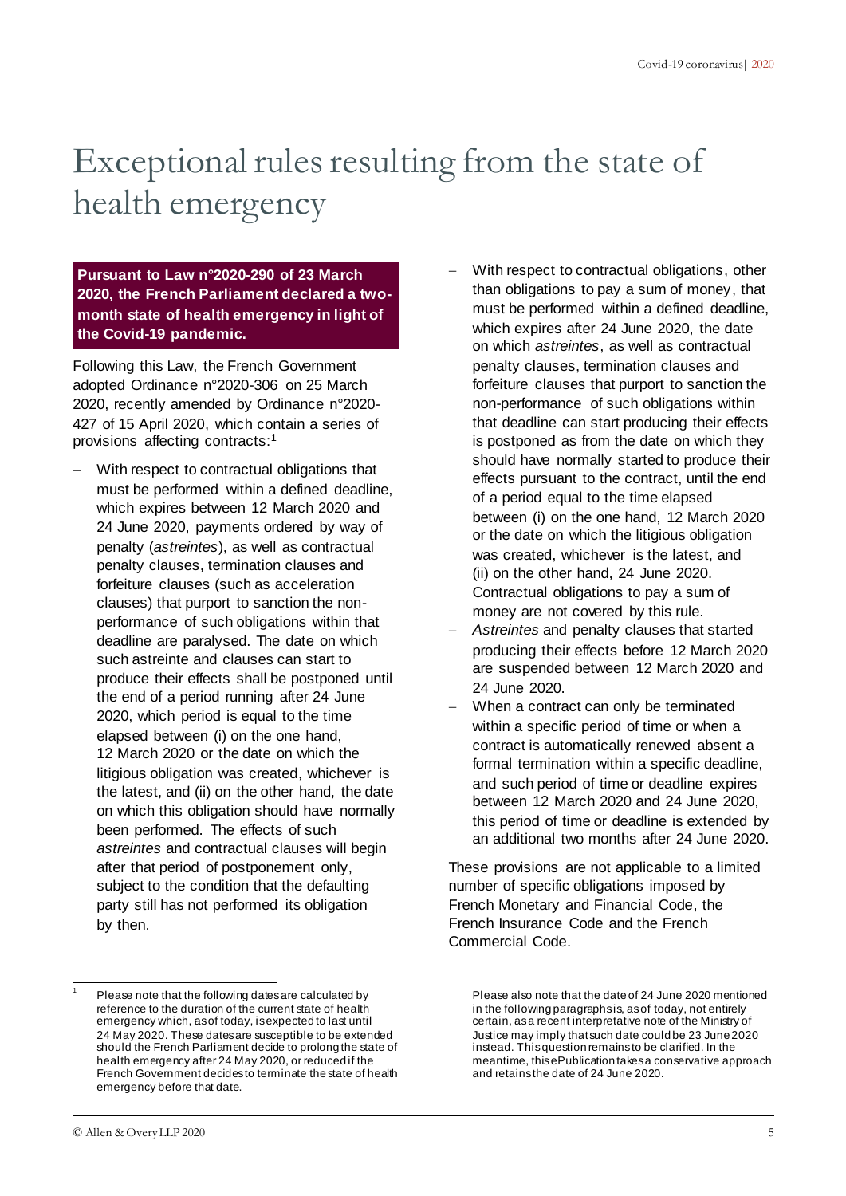# Exceptional rules resulting from the state of health emergency

**Pursuant to Law n°2020-290 of 23 March 2020, the French Parliament declared a two-month state of health emergency in light of the Covid-19 pandemic.**

Following this Law, the French Government adopted Ordinance n°2020-306 on 25 March 2020, recently amended by Ordinance n°2020-427 of 15 April 2020, which contain a series of provisions affecting contracts:[1]

- With respect to contractual obligations that must be performed within a defined deadline, which expires between 12 March 2020 and 24 June 2020, payments ordered by way of penalty (*astreintes*), as well as contractual penalty clauses, termination clauses and forfeiture clauses (such as acceleration clauses) that purport to sanction the non-performance of such obligations within that deadline are paralysed. The date on which such astreinte and clauses can start to produce their effects shall be postponed until the end of a period running after 24 June 2020, which period is equal to the time elapsed between (i) on the one hand, 12 March 2020 or the date on which the litigious obligation was created, whichever is the latest, and (ii) on the other hand, the date on which this obligation should have normally been performed. The effects of such *astreintes* and contractual clauses will begin after that period of postponement only, subject to the condition that the defaulting party still has not performed its obligation by then.
- With respect to contractual obligations, other than obligations to pay a sum of money, that must be performed within a defined deadline, which expires after 24 June 2020, the date on which *astreintes*, as well as contractual penalty clauses, termination clauses and forfeiture clauses that purport to sanction the non-performance of such obligations within that deadline can start producing their effects is postponed as from the date on which they should have normally started to produce their effects pursuant to the contract, until the end of a period equal to the time elapsed between (i) on the one hand, 12 March 2020 or the date on which the litigious obligation was created, whichever is the latest, and (ii) on the other hand, 24 June 2020. Contractual obligations to pay a sum of money are not covered by this rule.
- *Astreintes* and penalty clauses that started producing their effects before 12 March 2020 are suspended between 12 March 2020 and 24 June 2020.
- When a contract can only be terminated within a specific period of time or when a contract is automatically renewed absent a formal termination within a specific deadline, and such period of time or deadline expires between 12 March 2020 and 24 June 2020, this period of time or deadline is extended by an additional two months after 24 June 2020.

These provisions are not applicable to a limited number of specific obligations imposed by French Monetary and Financial Code, the French Insurance Code and the French Commercial Code.

[1] Please note that the following dates are calculated by reference to the duration of the current state of health emergency which, as of today, is expected to last until 24 May 2020. These dates are susceptible to be extended should the French Parliament decide to prolong the state of health emergency after 24 May 2020, or reduced if the French Government decides to terminate the state of health emergency before that date.

Please also note that the date of 24 June 2020 mentioned in the following paragraphs is, as of today, not entirely certain, as a recent interpretative note of the Ministry of Justice may imply that such date could be 23 June 2020 instead. This question remains to be clarified. In the meantime, this ePublication takes a conservative approach and retains the date of 24 June 2020.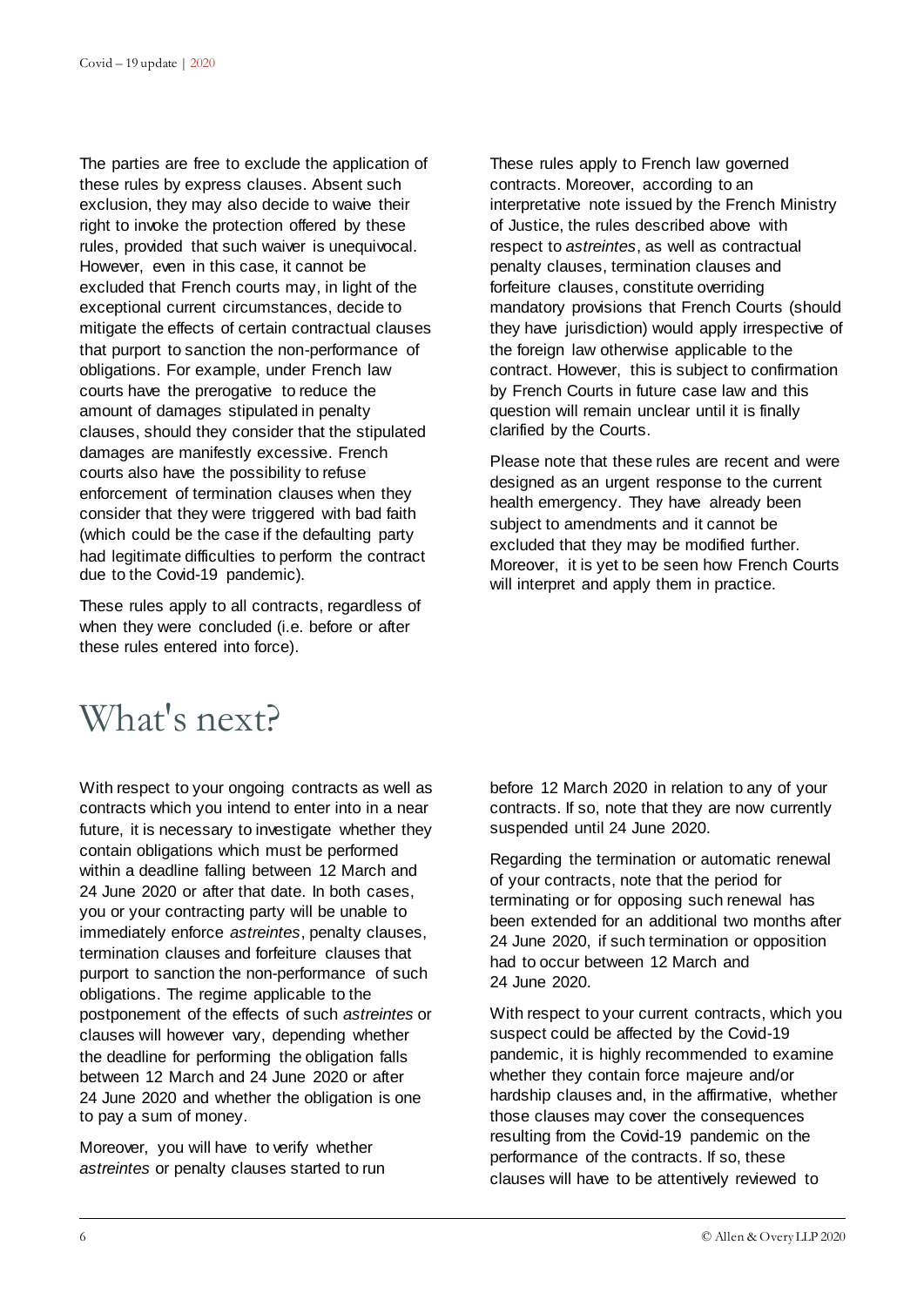The parties are free to exclude the application of these rules by express clauses. Absent such exclusion, they may also decide to waive their right to invoke the protection offered by these rules, provided that such waiver is unequivocal. However, even in this case, it cannot be excluded that French courts may, in light of the exceptional current circumstances, decide to mitigate the effects of certain contractual clauses that purport to sanction the non-performance of obligations. For example, under French law courts have the prerogative to reduce the amount of damages stipulated in penalty clauses, should they consider that the stipulated damages are manifestly excessive. French courts also have the possibility to refuse enforcement of termination clauses when they consider that they were triggered with bad faith (which could be the case if the defaulting party had legitimate difficulties to perform the contract due to the Covid-19 pandemic).

These rules apply to all contracts, regardless of when they were concluded (i.e. before or after these rules entered into force).

These rules apply to French law governed contracts. Moreover, according to an interpretative note issued by the French Ministry of Justice, the rules described above with respect to *astreintes*, as well as contractual penalty clauses, termination clauses and forfeiture clauses, constitute overriding mandatory provisions that French Courts (should they have jurisdiction) would apply irrespective of the foreign law otherwise applicable to the contract. However, this is subject to confirmation by French Courts in future case law and this question will remain unclear until it is finally clarified by the Courts.

Please note that these rules are recent and were designed as an urgent response to the current health emergency. They have already been subject to amendments and it cannot be excluded that they may be modified further. Moreover, it is yet to be seen how French Courts will interpret and apply them in practice.

# What's next?

With respect to your ongoing contracts as well as contracts which you intend to enter into in a near future, it is necessary to investigate whether they contain obligations which must be performed within a deadline falling between 12 March and 24 June 2020 or after that date. In both cases, you or your contracting party will be unable to immediately enforce *astreintes*, penalty clauses, termination clauses and forfeiture clauses that purport to sanction the non-performance of such obligations. The regime applicable to the postponement of the effects of such *astreintes* or clauses will however vary, depending whether the deadline for performing the obligation falls between 12 March and 24 June 2020 or after 24 June 2020 and whether the obligation is one to pay a sum of money.

Moreover, you will have to verify whether *astreintes* or penalty clauses started to run before 12 March 2020 in relation to any of your contracts. If so, note that they are now currently suspended until 24 June 2020.

Regarding the termination or automatic renewal of your contracts, note that the period for terminating or for opposing such renewal has been extended for an additional two months after 24 June 2020, if such termination or opposition had to occur between 12 March and 24 June 2020.

With respect to your current contracts, which you suspect could be affected by the Covid-19 pandemic, it is highly recommended to examine whether they contain force majeure and/or hardship clauses and, in the affirmative, whether those clauses may cover the consequences resulting from the Covid-19 pandemic on the performance of the contracts. If so, these clauses will have to be attentively reviewed to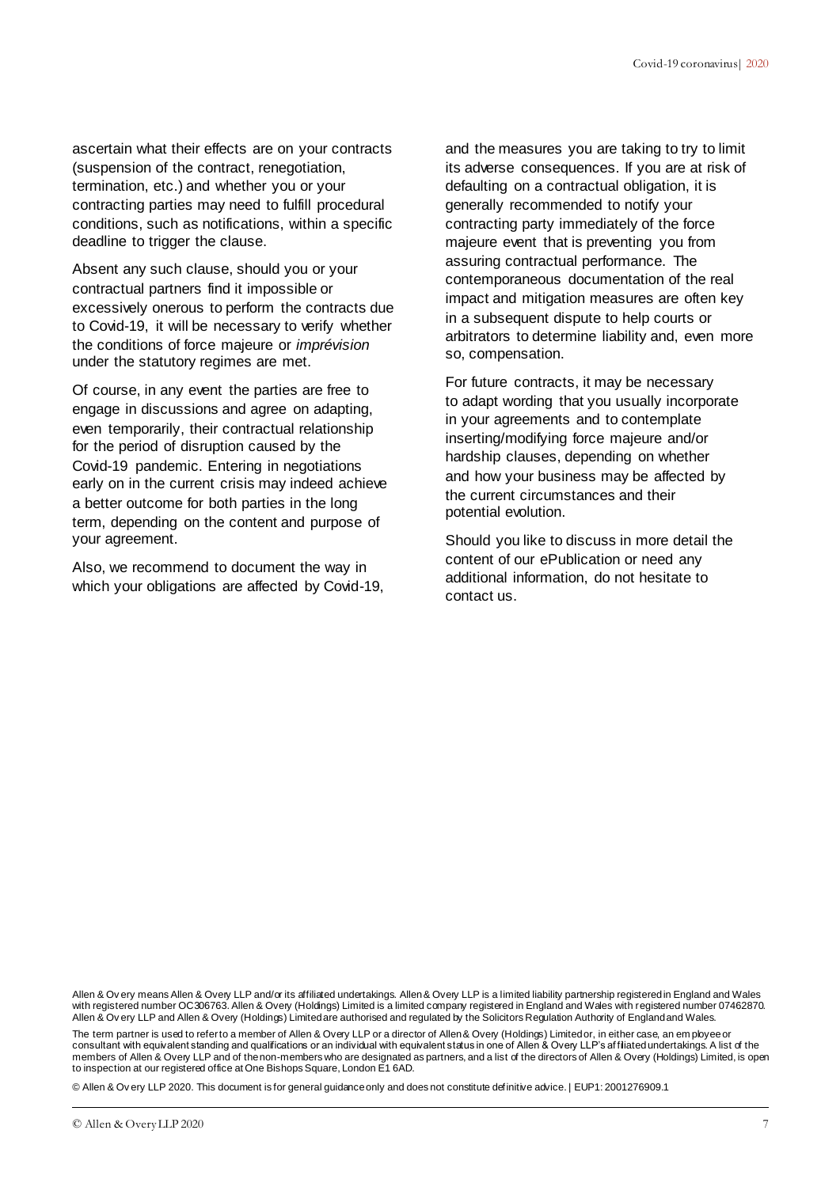ascertain what their effects are on your contracts (suspension of the contract, renegotiation, termination, etc.) and whether you or your contracting parties may need to fulfill procedural conditions, such as notifications, within a specific deadline to trigger the clause.

Absent any such clause, should you or your contractual partners find it impossible or excessively onerous to perform the contracts due to Covid-19, it will be necessary to verify whether the conditions of force majeure or *imprévision* under the statutory regimes are met.

Of course, in any event the parties are free to engage in discussions and agree on adapting, even temporarily, their contractual relationship for the period of disruption caused by the Covid-19 pandemic. Entering in negotiations early on in the current crisis may indeed achieve a better outcome for both parties in the long term, depending on the content and purpose of your agreement.

Also, we recommend to document the way in which your obligations are affected by Covid-19, and the measures you are taking to try to limit its adverse consequences. If you are at risk of defaulting on a contractual obligation, it is generally recommended to notify your contracting party immediately of the force majeure event that is preventing you from assuring contractual performance. The contemporaneous documentation of the real impact and mitigation measures are often key in a subsequent dispute to help courts or arbitrators to determine liability and, even more so, compensation.

For future contracts, it may be necessary to adapt wording that you usually incorporate in your agreements and to contemplate inserting/modifying force majeure and/or hardship clauses, depending on whether and how your business may be affected by the current circumstances and their potential evolution.

Should you like to discuss in more detail the content of our ePublication or need any additional information, do not hesitate to contact us.

Allen & Overy means Allen & Overy LLP and/or its affiliated undertakings. Allen & Overy LLP is a limited liability partnership registered in England and Wales with registered number OC306763. Allen & Overy (Holdings) Limited is a limited company registered in England and Wales with registered number 07462870. Allen & Overy LLP and Allen & Overy (Holdings) Limited are authorised and regulated by the Solicitors Regulation Authority of England and Wales.

The term partner is used to refer to a member of Allen & Overy LLP or a director of Allen & Overy (Holdings) Limited or, in either case, an employee or consultant with equivalent standing and qualifications or an individual with equivalent status in one of Allen & Overy LLP's affiliated undertakings. A list of the members of Allen & Overy LLP and of the non-members who are designated as partners, and a list of the directors of Allen & Overy (Holdings) Limited, is open to inspection at our registered office at One Bishops Square, London E1 6AD.

© Allen & Overy LLP 2020. This document is for general guidance only and does not constitute definitive advice. | EUP1: 2001276909.1